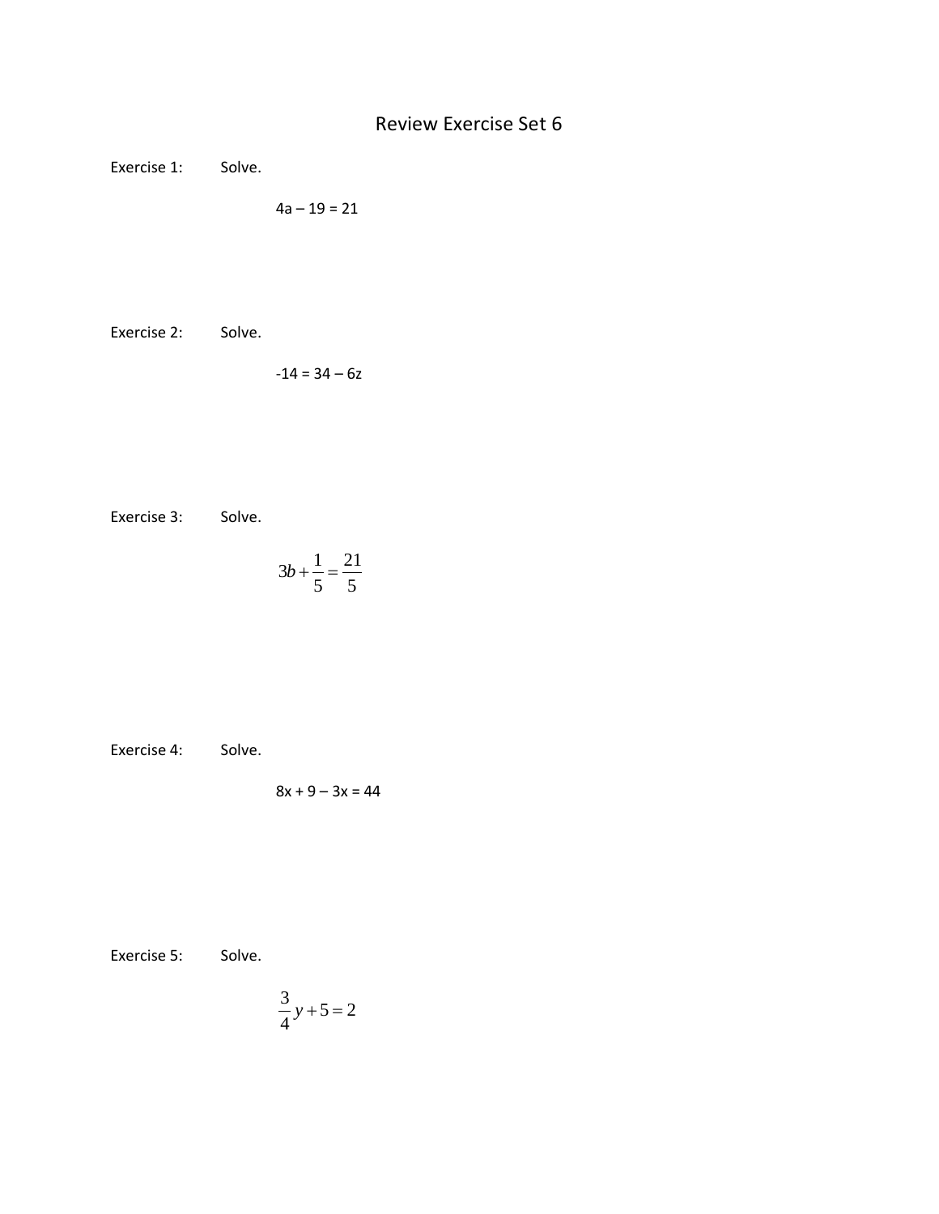# Review Exercise Set 6

Exercise 1: Solve.

$$4a - 19 = 21$$

Exercise 2: Solve.

$$-14 = 34 - 6z$$

Exercise 3: Solve.

$$3b + \frac{1}{5} = \frac{21}{5}$$

Exercise 4: Solve.

$$8x + 9 - 3x = 44$$

Exercise 5: Solve.

$$\frac{3}{4}y + 5 = 2$$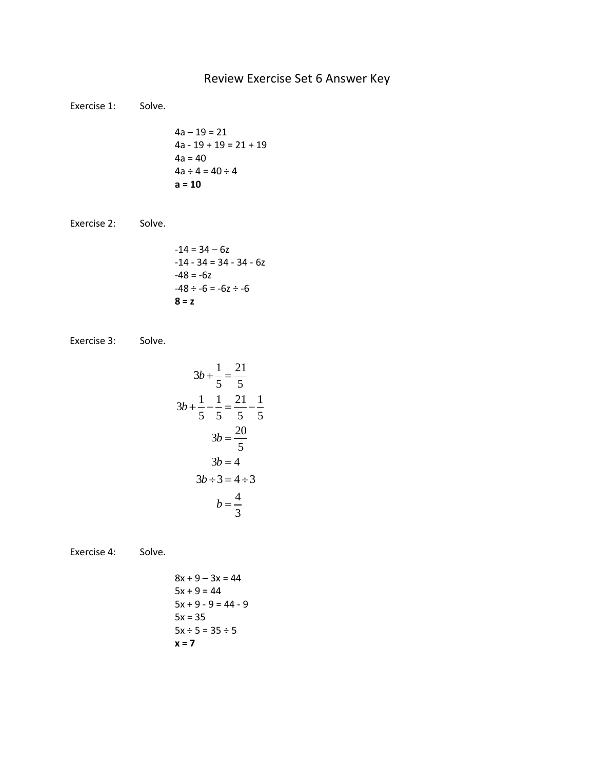# Review Exercise Set 6 Answer Key

Exercise 1: Solve.

$4a – 19 = 21$
$4a - 19 + 19 = 21 + 19$
$4a = 40$
$4a \div 4 = 40 \div 4$
$\mathbf{a = 10}$

Exercise 2: Solve.

$-14 = 34 – 6z$
$-14 - 34 = 34 - 34 - 6z$
$-48 = -6z$
$-48 \div -6 = -6z \div -6$
$\mathbf{8 = z}$

Exercise 3: Solve.

$$3b + \frac{1}{5} = \frac{21}{5}$$

$$3b + \frac{1}{5} - \frac{1}{5} = \frac{21}{5} - \frac{1}{5}$$

$$3b = \frac{20}{5}$$

$$3b = 4$$

$$3b \div 3 = 4 \div 3$$

$$b = \frac{4}{3}$$

Exercise 4: Solve.

$8x + 9 – 3x = 44$
$5x + 9 = 44$
$5x + 9 - 9 = 44 - 9$
$5x = 35$
$5x \div 5 = 35 \div 5$
$\mathbf{x = 7}$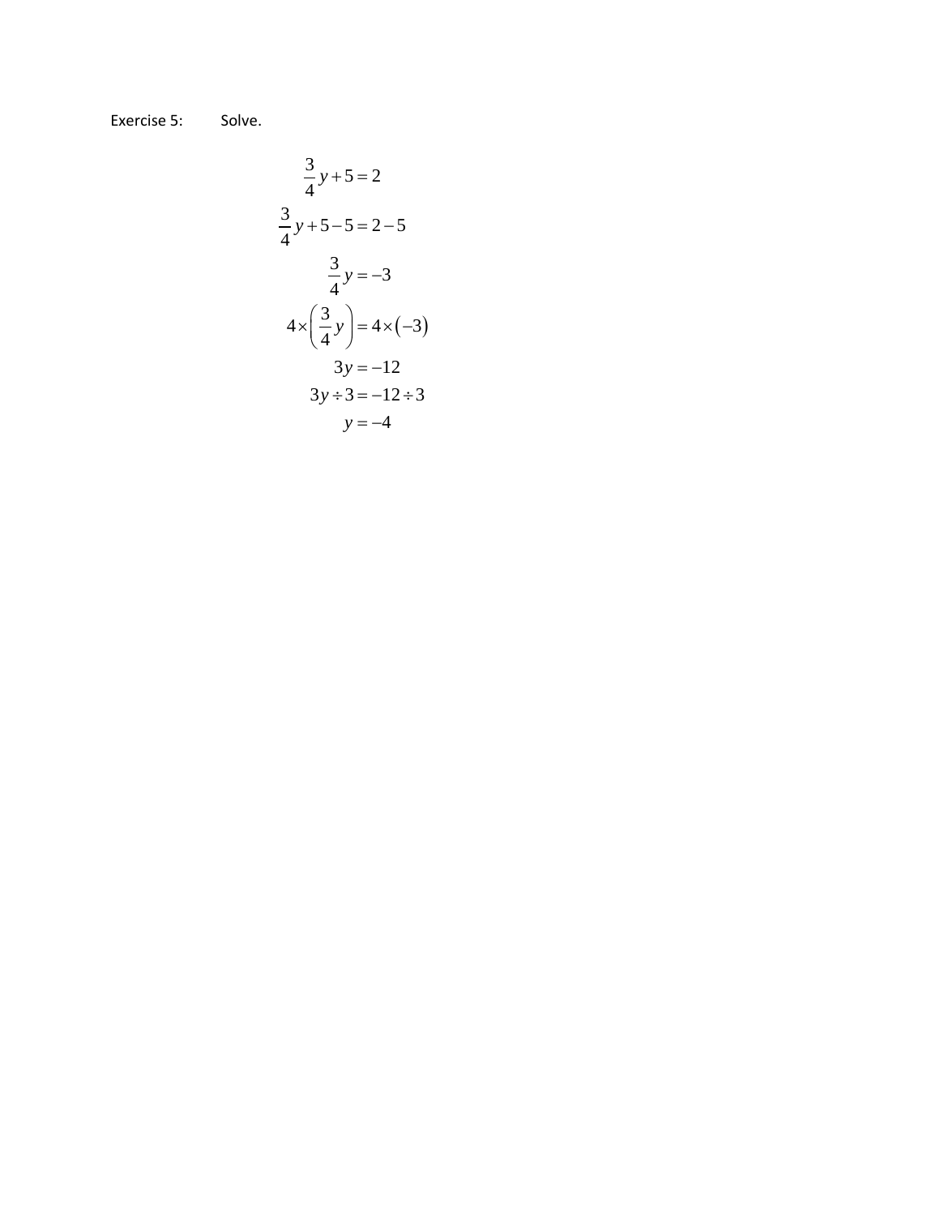Exercise 5: Solve.

$$\frac{3}{4}y + 5 = 2$$

$$\frac{3}{4}y + 5 - 5 = 2 - 5$$

$$\frac{3}{4}y = -3$$

$$4 \times \left(\frac{3}{4}y\right) = 4 \times (-3)$$

$$3y = -12$$

$$3y \div 3 = -12 \div 3$$

$$y = -4$$